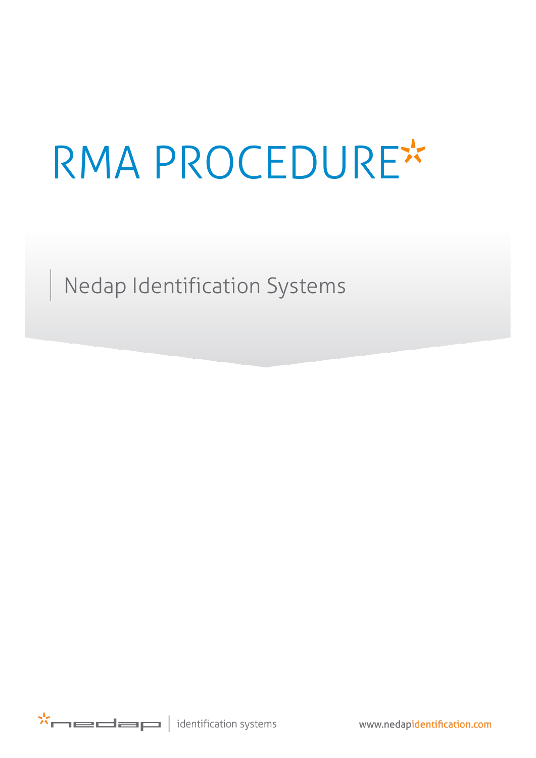# RMA PROCEDURE

Nedap Identification Systems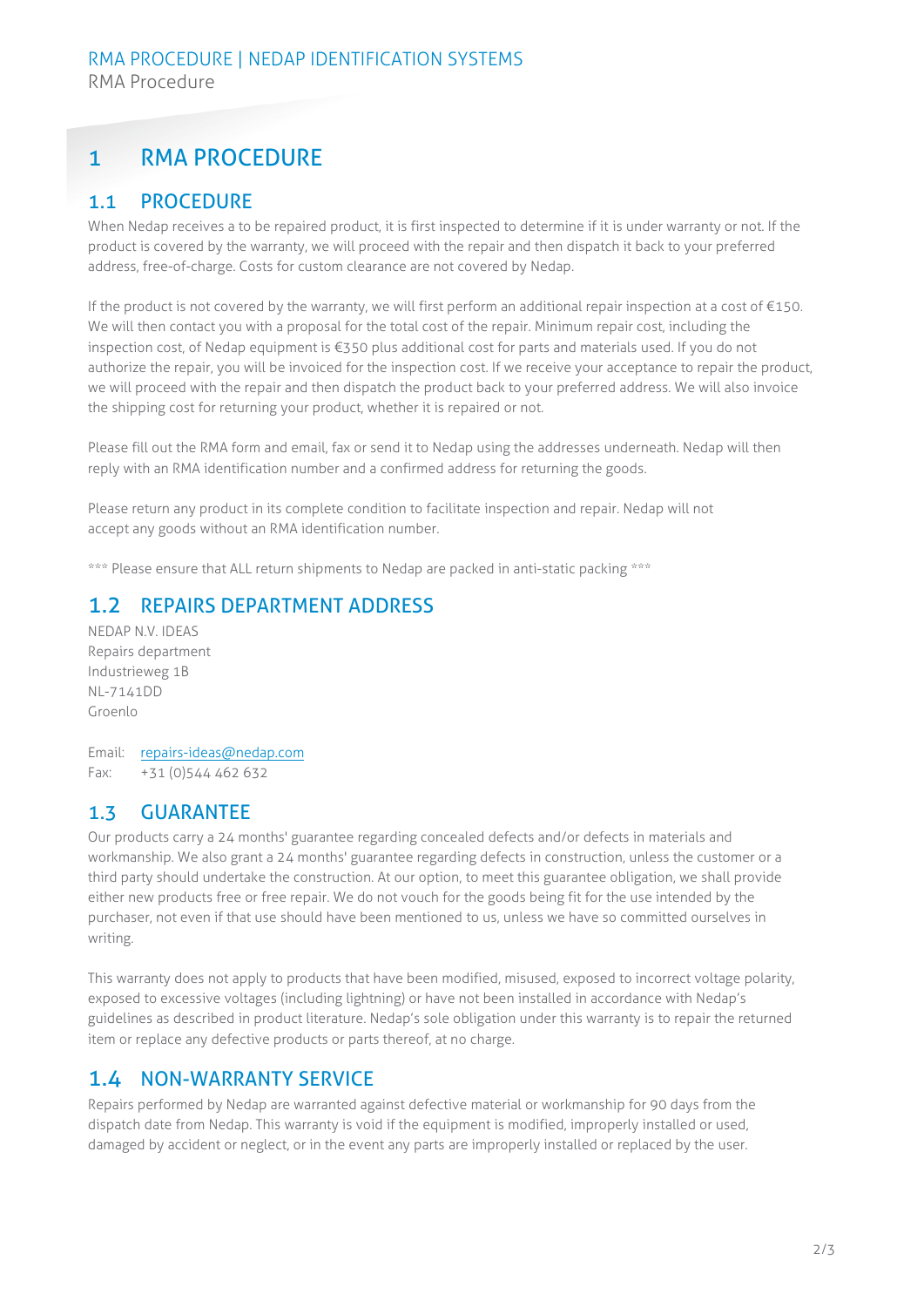# 1 RMA PROCEDURE

## 1.1 PROCEDURE

When Nedap receives a to be repaired product, it is first inspected to determine if it is under warranty or not. If the product is covered by the warranty, we will proceed with the repair and then dispatch it back to your preferred address, free-of-charge. Costs for custom clearance are not covered by Nedap.

If the product is not covered by the warranty, we will first perform an additional repair inspection at a cost of €150. We will then contact you with a proposal for the total cost of the repair. Minimum repair cost, including the inspection cost, of Nedap equipment is €350 plus additional cost for parts and materials used. If you do not authorize the repair, you will be invoiced for the inspection cost. If we receive your acceptance to repair the product, we will proceed with the repair and then dispatch the product back to your preferred address. We will also invoice the shipping cost for returning your product, whether it is repaired or not.

Please fill out the RMA form and email, fax or send it to Nedap using the addresses underneath. Nedap will then reply with an RMA identification number and a confirmed address for returning the goods.

Please return any product in its complete condition to facilitate inspection and repair. Nedap will not accept any goods without an RMA identification number.

*** Please ensure that ALL return shipments to Nedap are packed in anti-static packing ***

## 1.2 REPAIRS DEPARTMENT ADDRESS

NEDAP N.V. IDEAS
Repairs department
Industrieweg 1B
NL-7141DD
Groenlo

Email: repairs-ideas@nedap.com
Fax: +31 (0)544 462 632

## 1.3 GUARANTEE

Our products carry a 24 months' guarantee regarding concealed defects and/or defects in materials and workmanship. We also grant a 24 months' guarantee regarding defects in construction, unless the customer or a third party should undertake the construction. At our option, to meet this guarantee obligation, we shall provide either new products free or free repair. We do not vouch for the goods being fit for the use intended by the purchaser, not even if that use should have been mentioned to us, unless we have so committed ourselves in writing.

This warranty does not apply to products that have been modified, misused, exposed to incorrect voltage polarity, exposed to excessive voltages (including lightning) or have not been installed in accordance with Nedap's guidelines as described in product literature. Nedap's sole obligation under this warranty is to repair the returned item or replace any defective products or parts thereof, at no charge.

## 1.4 NON-WARRANTY SERVICE

Repairs performed by Nedap are warranted against defective material or workmanship for 90 days from the dispatch date from Nedap. This warranty is void if the equipment is modified, improperly installed or used, damaged by accident or neglect, or in the event any parts are improperly installed or replaced by the user.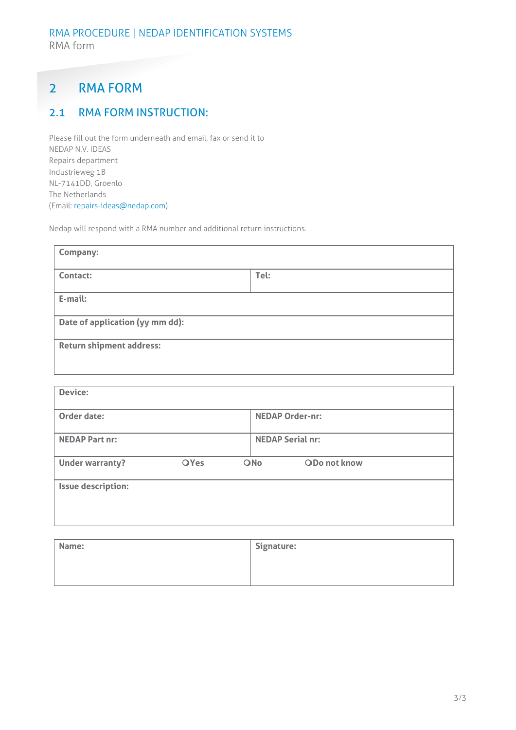# 2 RMA FORM

## 2.1 RMA FORM INSTRUCTION:

Please fill out the form underneath and email, fax or send it to
NEDAP N.V. IDEAS
Repairs department
Industrieweg 1B
NL-7141DD, Groenlo
The Netherlands
(Email: repairs-ideas@nedap.com)

Nedap will respond with a RMA number and additional return instructions.

| | |
|---|---|
| **Company:** | |
| **Contact:** | **Tel:** |
| **E-mail:** | |
| **Date of application (yy mm dd):** | |
| **Return shipment address:** | |

| | |
|---|---|
| **Device:** | |
| **Order date:** | **NEDAP Order-nr:** |
| **NEDAP Part nr:** | **NEDAP Serial nr:** |
| **Under warranty?** ❍**Yes** ❍**No** | ❍**Do not know** |
| **Issue description:** | |

| | |
|---|---|
| **Name:** | **Signature:** |